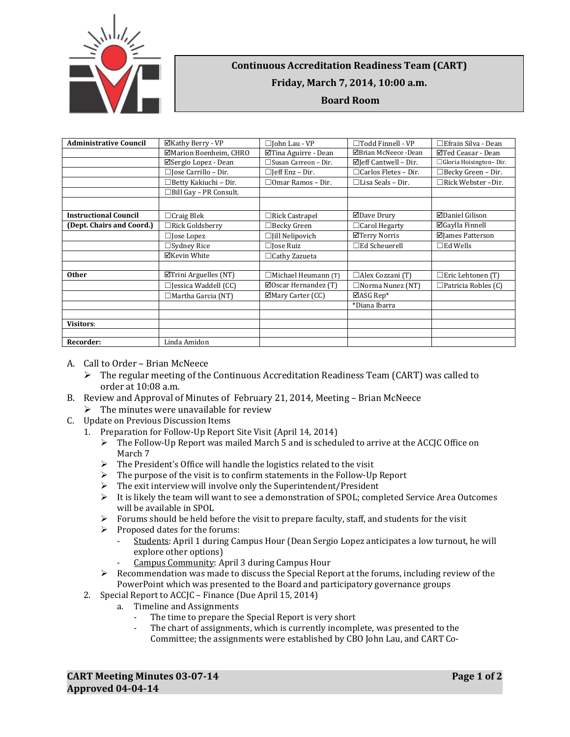# Continuous Accreditation Readiness Team (CART)

**Friday, March 7, 2014, 10:00 a.m.**

**Board Room**

| | | | | |
|---|---|---|---|---|
| **Administrative Council** | ☑Kathy Berry - VP | ☐John Lau - VP | ☐Todd Finnell - VP | ☐Efrain Silva - Dean |
| | ☑Marion Boenheim, CHRO | ☑Tina Aguirre - Dean | ☑Brian McNeece -Dean | ☑Ted Ceasar - Dean |
| | ☑Sergio Lopez - Dean | ☐Susan Carreon – Dir. | ☑Jeff Cantwell – Dir. | ☐Gloria Hoisington– Dir. |
| | ☐Jose Carrillo – Dir. | ☐Jeff Enz – Dir. | ☐Carlos Fletes – Dir. | ☐Becky Green – Dir. |
| | ☐Betty Kakiuchi – Dir. | ☐Omar Ramos – Dir. | ☐Lisa Seals – Dir. | ☐Rick Webster –Dir. |
| | ☐Bill Gay – PR Consult. | | | |
| | | | | |
| **Instructional Council** | ☐Craig Blek | ☐Rick Castrapel | ☑Dave Drury | ☑Daniel Gilison |
| **(Dept. Chairs and Coord.)** | ☐Rick Goldsberry | ☐Becky Green | ☐Carol Hegarty | ☑Gaylla Finnell |
| | ☐Jose Lopez | ☐Jill Nelipovich | ☑Terry Norris | ☑James Patterson |
| | ☐Sydney Rice | ☐Jose Ruiz | ☐Ed Scheuerell | ☐Ed Wells |
| | ☑Kevin White | ☐Cathy Zazueta | | |
| | | | | |
| **Other** | ☑Trini Arguelles (NT) | ☐Michael Heumann (T) | ☐Alex Cozzani (T) | ☐Eric Lehtonen (T) |
| | ☐Jessica Waddell (CC) | ☑Oscar Hernandez (T) | ☐Norma Nunez (NT) | ☐Patricia Robles (C) |
| | ☐Martha Garcia (NT) | ☑Mary Carter (CC) | ☑ASG Rep* | |
| | | | *Diana Ibarra | |
| | | | | |
| **Visitors**: | | | | |
| | | | | |
| **Recorder:** | Linda Amidon | | | |

A. Call to Order – Brian McNeece
   - The regular meeting of the Continuous Accreditation Readiness Team (CART) was called to order at 10:08 a.m.

B. Review and Approval of Minutes of February 21, 2014, Meeting – Brian McNeece
   - The minutes were unavailable for review

C. Update on Previous Discussion Items
   1. Preparation for Follow-Up Report Site Visit (April 14, 2014)
      - The Follow-Up Report was mailed March 5 and is scheduled to arrive at the ACCJC Office on March 7
      - The President's Office will handle the logistics related to the visit
      - The purpose of the visit is to confirm statements in the Follow-Up Report
      - The exit interview will involve only the Superintendent/President
      - It is likely the team will want to see a demonstration of SPOL; completed Service Area Outcomes will be available in SPOL
      - Forums should be held before the visit to prepare faculty, staff, and students for the visit
      - Proposed dates for the forums:
        - <u>Students</u>: April 1 during Campus Hour (Dean Sergio Lopez anticipates a low turnout, he will explore other options)
        - <u>Campus Community</u>: April 3 during Campus Hour
      - Recommendation was made to discuss the Special Report at the forums, including review of the PowerPoint which was presented to the Board and participatory governance groups
   2. Special Report to ACCJC – Finance (Due April 15, 2014)
      a. Timeline and Assignments
         - The time to prepare the Special Report is very short
         - The chart of assignments, which is currently incomplete, was presented to the Committee; the assignments were established by CBO John Lau, and CART Co-

**CART Meeting Minutes 03-07-14**
**Approved 04-04-14**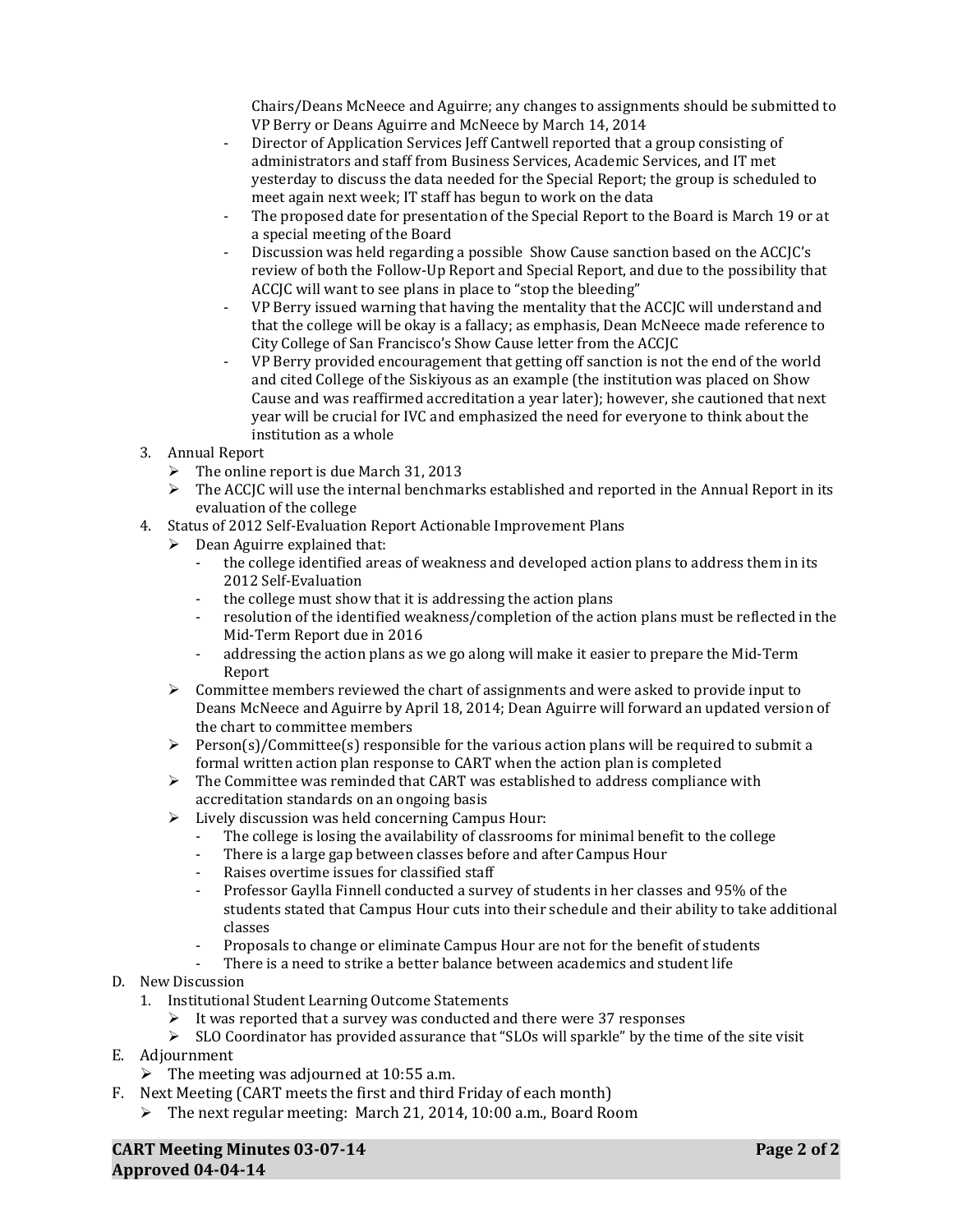Chairs/Deans McNeece and Aguirre; any changes to assignments should be submitted to VP Berry or Deans Aguirre and McNeece by March 14, 2014
   - Director of Application Services Jeff Cantwell reported that a group consisting of administrators and staff from Business Services, Academic Services, and IT met yesterday to discuss the data needed for the Special Report; the group is scheduled to meet again next week; IT staff has begun to work on the data
   - The proposed date for presentation of the Special Report to the Board is March 19 or at a special meeting of the Board
   - Discussion was held regarding a possible Show Cause sanction based on the ACCJC's review of both the Follow-Up Report and Special Report, and due to the possibility that ACCJC will want to see plans in place to "stop the bleeding"
   - VP Berry issued warning that having the mentality that the ACCJC will understand and that the college will be okay is a fallacy; as emphasis, Dean McNeece made reference to City College of San Francisco's Show Cause letter from the ACCJC
   - VP Berry provided encouragement that getting off sanction is not the end of the world and cited College of the Siskiyous as an example (the institution was placed on Show Cause and was reaffirmed accreditation a year later); however, she cautioned that next year will be crucial for IVC and emphasized the need for everyone to think about the institution as a whole

3. Annual Report
   - The online report is due March 31, 2013
   - The ACCJC will use the internal benchmarks established and reported in the Annual Report in its evaluation of the college
4. Status of 2012 Self-Evaluation Report Actionable Improvement Plans
   - Dean Aguirre explained that:
     - the college identified areas of weakness and developed action plans to address them in its 2012 Self-Evaluation
     - the college must show that it is addressing the action plans
     - resolution of the identified weakness/completion of the action plans must be reflected in the Mid-Term Report due in 2016
     - addressing the action plans as we go along will make it easier to prepare the Mid-Term Report
   - Committee members reviewed the chart of assignments and were asked to provide input to Deans McNeece and Aguirre by April 18, 2014; Dean Aguirre will forward an updated version of the chart to committee members
   - Person(s)/Committee(s) responsible for the various action plans will be required to submit a formal written action plan response to CART when the action plan is completed
   - The Committee was reminded that CART was established to address compliance with accreditation standards on an ongoing basis
   - Lively discussion was held concerning Campus Hour:
     - The college is losing the availability of classrooms for minimal benefit to the college
     - There is a large gap between classes before and after Campus Hour
     - Raises overtime issues for classified staff
     - Professor Gaylla Finnell conducted a survey of students in her classes and 95% of the students stated that Campus Hour cuts into their schedule and their ability to take additional classes
     - Proposals to change or eliminate Campus Hour are not for the benefit of students
     - There is a need to strike a better balance between academics and student life

D. New Discussion
   1. Institutional Student Learning Outcome Statements
      - It was reported that a survey was conducted and there were 37 responses
      - SLO Coordinator has provided assurance that "SLOs will sparkle" by the time of the site visit

E. Adjournment
   - The meeting was adjourned at 10:55 a.m.

F. Next Meeting (CART meets the first and third Friday of each month)
   - The next regular meeting: March 21, 2014, 10:00 a.m., Board Room

**CART Meeting Minutes 03-07-14**
**Approved 04-04-14**